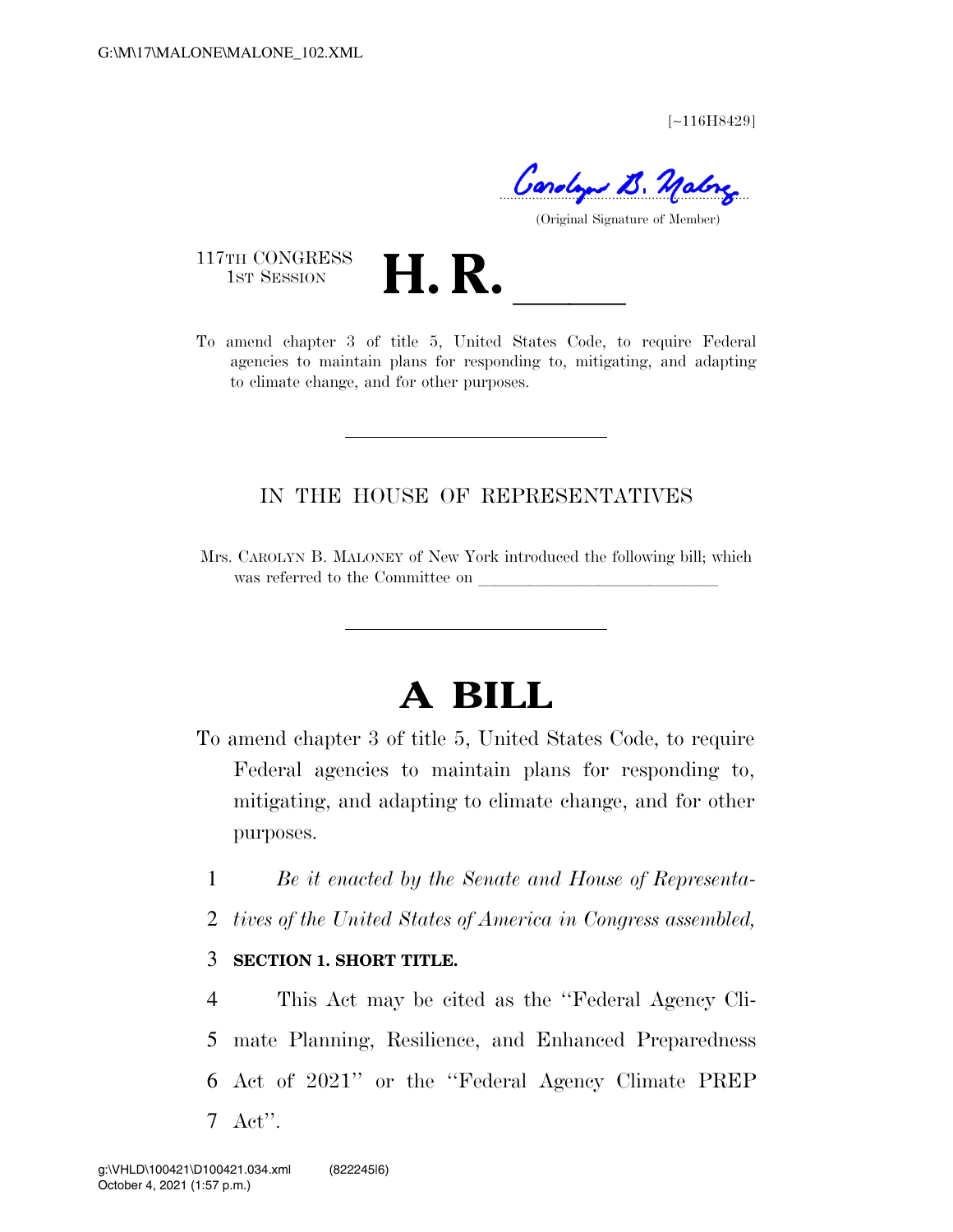[~116H8429]

Carolyn B. Maloney
(Original Signature of Member)

117TH CONGRESS
1ST SESSION

# H. R. \_\_\_\_\_

To amend chapter 3 of title 5, United States Code, to require Federal agencies to maintain plans for responding to, mitigating, and adapting to climate change, and for other purposes.

---

IN THE HOUSE OF REPRESENTATIVES

Mrs. CAROLYN B. MALONEY of New York introduced the following bill; which was referred to the Committee on \_\_\_\_\_\_\_\_\_\_\_\_\_\_\_\_\_\_\_\_\_\_\_\_\_\_\_\_

---

# A BILL

To amend chapter 3 of title 5, United States Code, to require Federal agencies to maintain plans for responding to, mitigating, and adapting to climate change, and for other purposes.

1 *Be it enacted by the Senate and House of Representa-*
2 *tives of the United States of America in Congress assembled,*

3 **SECTION 1. SHORT TITLE.**

4 This Act may be cited as the ''Federal Agency Cli-
5 mate Planning, Resilience, and Enhanced Preparedness
6 Act of 2021'' or the ''Federal Agency Climate PREP
7 Act''.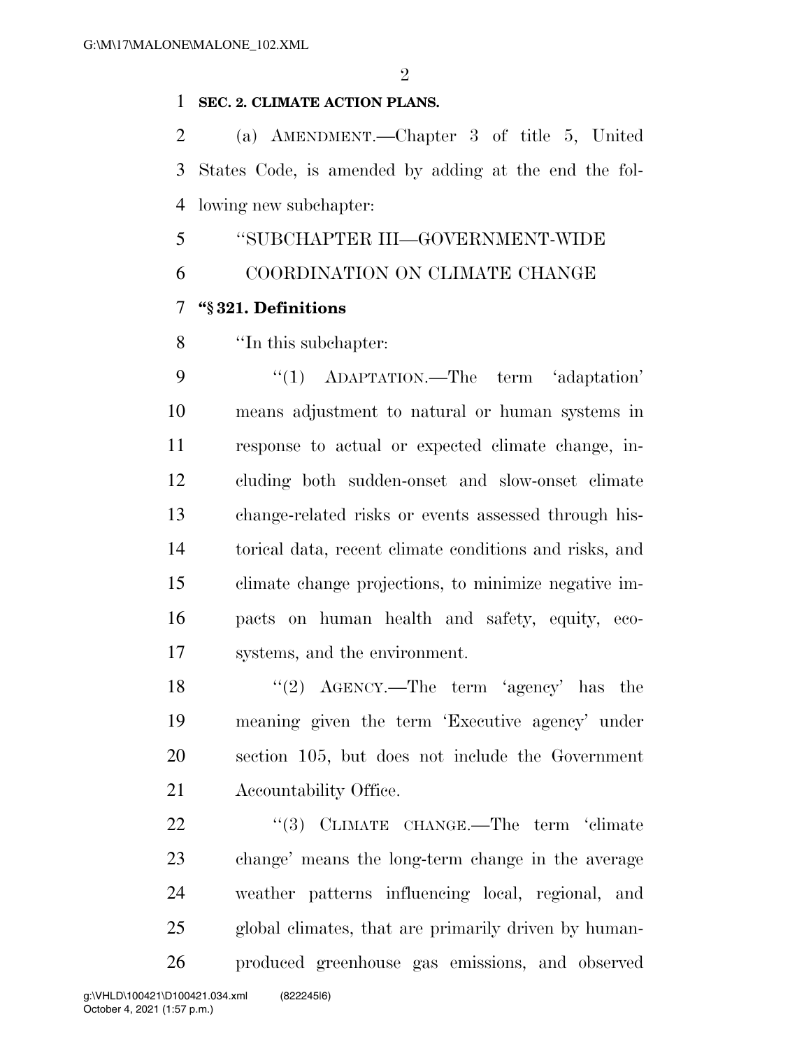**SEC. 2. CLIMATE ACTION PLANS.**

(a) AMENDMENT.—Chapter 3 of title 5, United States Code, is amended by adding at the end the following new subchapter:

"SUBCHAPTER III—GOVERNMENT-WIDE COORDINATION ON CLIMATE CHANGE

**"§ 321. Definitions**

"In this subchapter:

"(1) ADAPTATION.—The term 'adaptation' means adjustment to natural or human systems in response to actual or expected climate change, including both sudden-onset and slow-onset climate change-related risks or events assessed through historical data, recent climate conditions and risks, and climate change projections, to minimize negative impacts on human health and safety, equity, ecosystems, and the environment.

"(2) AGENCY.—The term 'agency' has the meaning given the term 'Executive agency' under section 105, but does not include the Government Accountability Office.

"(3) CLIMATE CHANGE.—The term 'climate change' means the long-term change in the average weather patterns influencing local, regional, and global climates, that are primarily driven by human-produced greenhouse gas emissions, and observed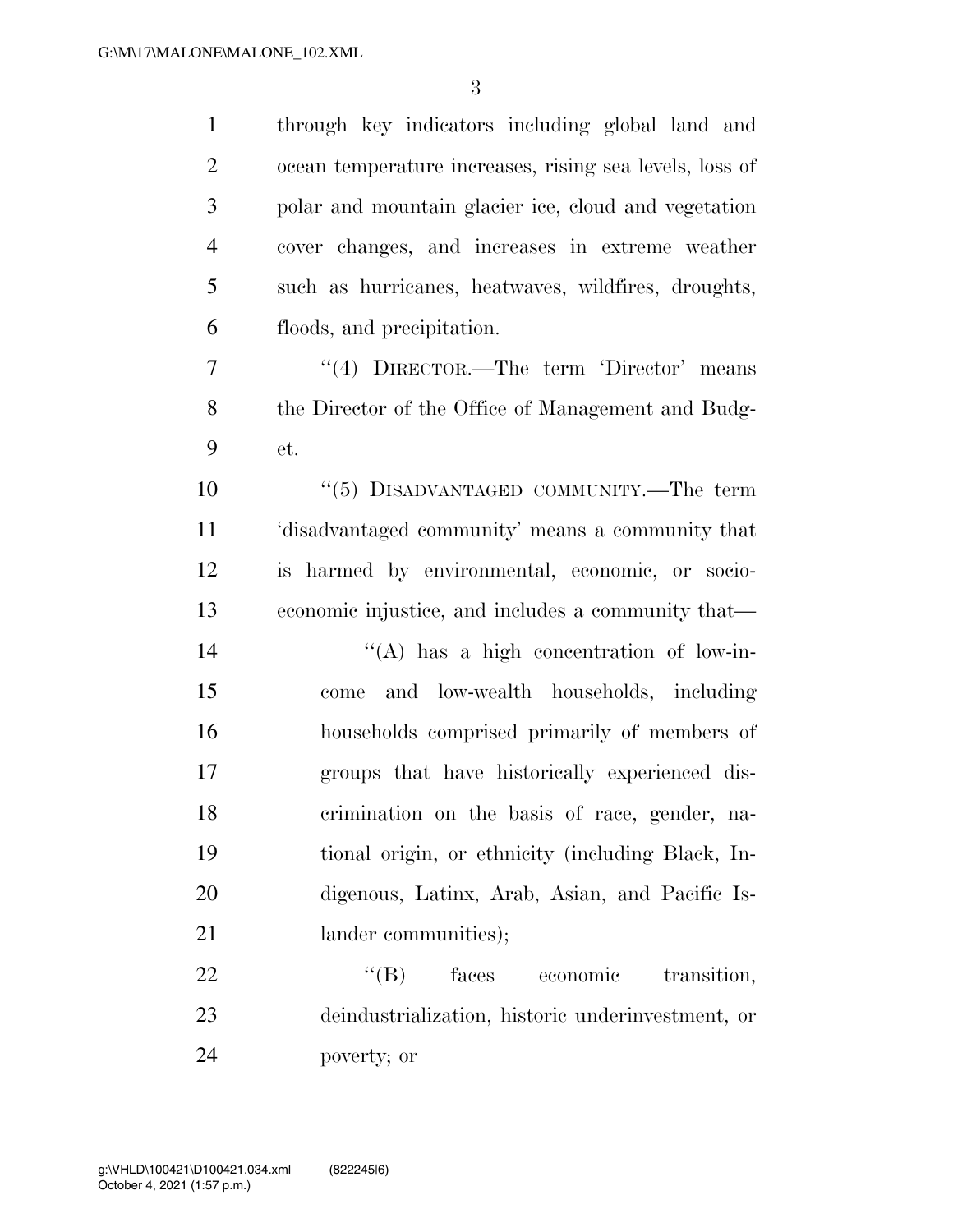through key indicators including global land and ocean temperature increases, rising sea levels, loss of polar and mountain glacier ice, cloud and vegetation cover changes, and increases in extreme weather such as hurricanes, heatwaves, wildfires, droughts, floods, and precipitation.

"(4) DIRECTOR.—The term 'Director' means the Director of the Office of Management and Budget.

"(5) DISADVANTAGED COMMUNITY.—The term 'disadvantaged community' means a community that is harmed by environmental, economic, or socioeconomic injustice, and includes a community that—

"(A) has a high concentration of low-income and low-wealth households, including households comprised primarily of members of groups that have historically experienced discrimination on the basis of race, gender, national origin, or ethnicity (including Black, Indigenous, Latinx, Arab, Asian, and Pacific Islander communities);

"(B) faces economic transition, deindustrialization, historic underinvestment, or poverty; or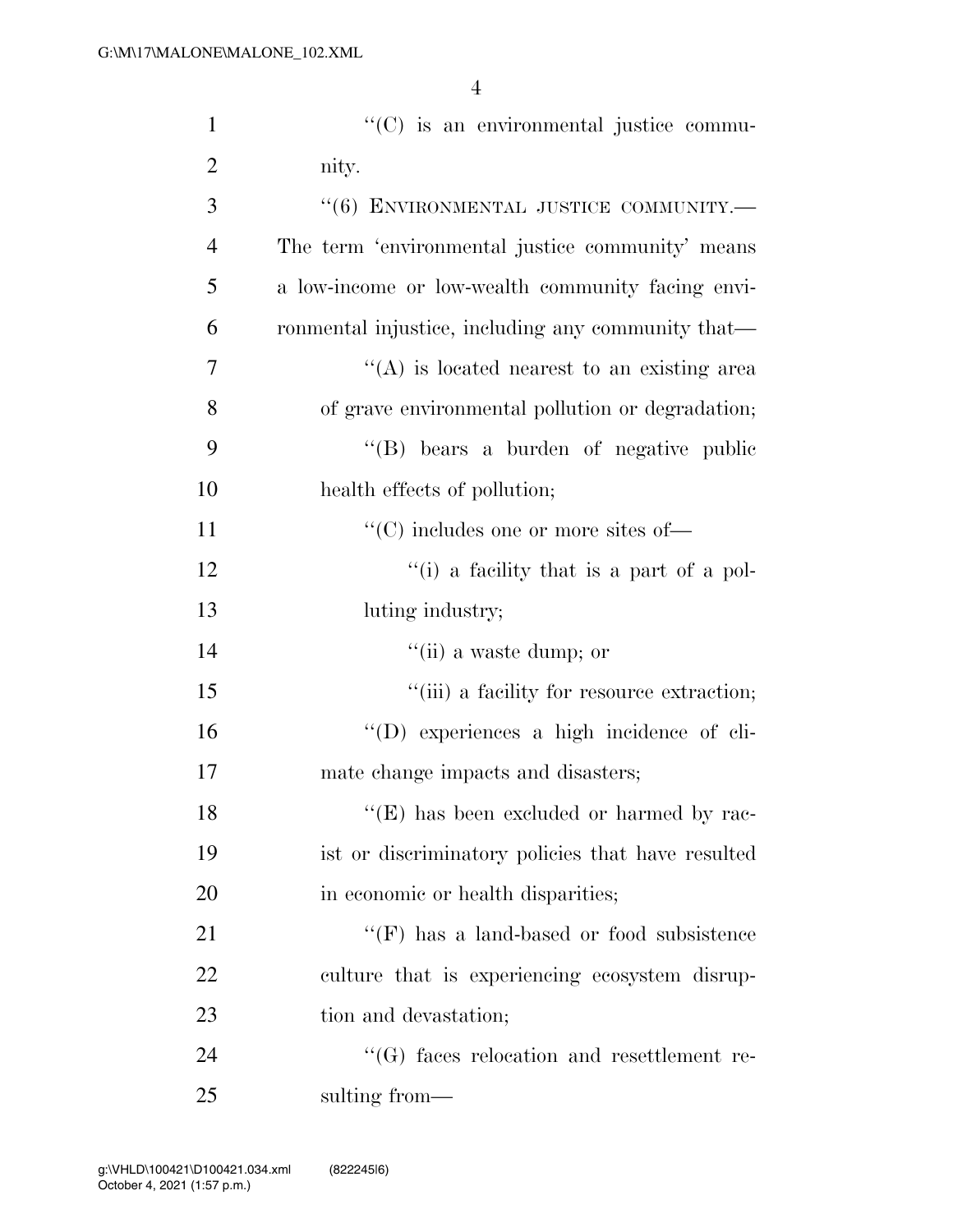''(C) is an environmental justice community.

''(6) ENVIRONMENTAL JUSTICE COMMUNITY.—The term 'environmental justice community' means a low-income or low-wealth community facing environmental injustice, including any community that—

''(A) is located nearest to an existing area of grave environmental pollution or degradation;

''(B) bears a burden of negative public health effects of pollution;

''(C) includes one or more sites of—

''(i) a facility that is a part of a polluting industry;

''(ii) a waste dump; or

''(iii) a facility for resource extraction;

''(D) experiences a high incidence of climate change impacts and disasters;

''(E) has been excluded or harmed by racist or discriminatory policies that have resulted in economic or health disparities;

''(F) has a land-based or food subsistence culture that is experiencing ecosystem disruption and devastation;

''(G) faces relocation and resettlement resulting from—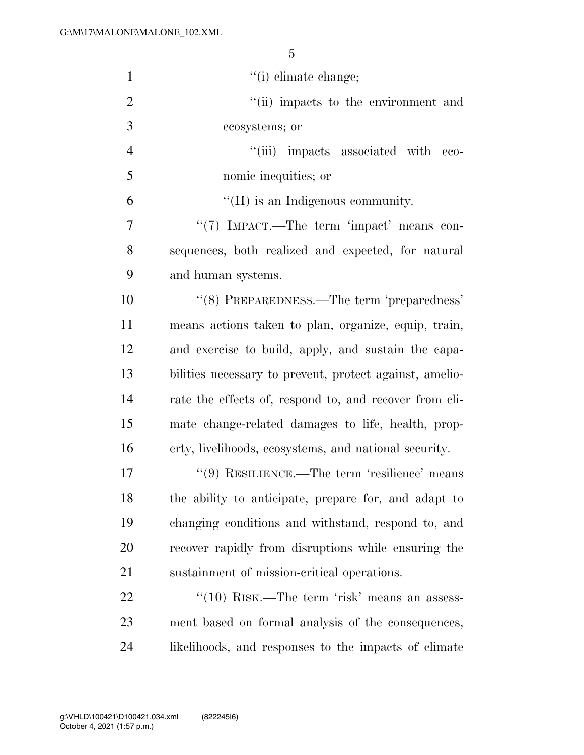''(i) climate change;

''(ii) impacts to the environment and ecosystems; or

''(iii) impacts associated with economic inequities; or

''(H) is an Indigenous community.

''(7) IMPACT.—The term 'impact' means consequences, both realized and expected, for natural and human systems.

''(8) PREPAREDNESS.—The term 'preparedness' means actions taken to plan, organize, equip, train, and exercise to build, apply, and sustain the capabilities necessary to prevent, protect against, ameliorate the effects of, respond to, and recover from climate change-related damages to life, health, property, livelihoods, ecosystems, and national security.

''(9) RESILIENCE.—The term 'resilience' means the ability to anticipate, prepare for, and adapt to changing conditions and withstand, respond to, and recover rapidly from disruptions while ensuring the sustainment of mission-critical operations.

''(10) RISK.—The term 'risk' means an assessment based on formal analysis of the consequences, likelihoods, and responses to the impacts of climate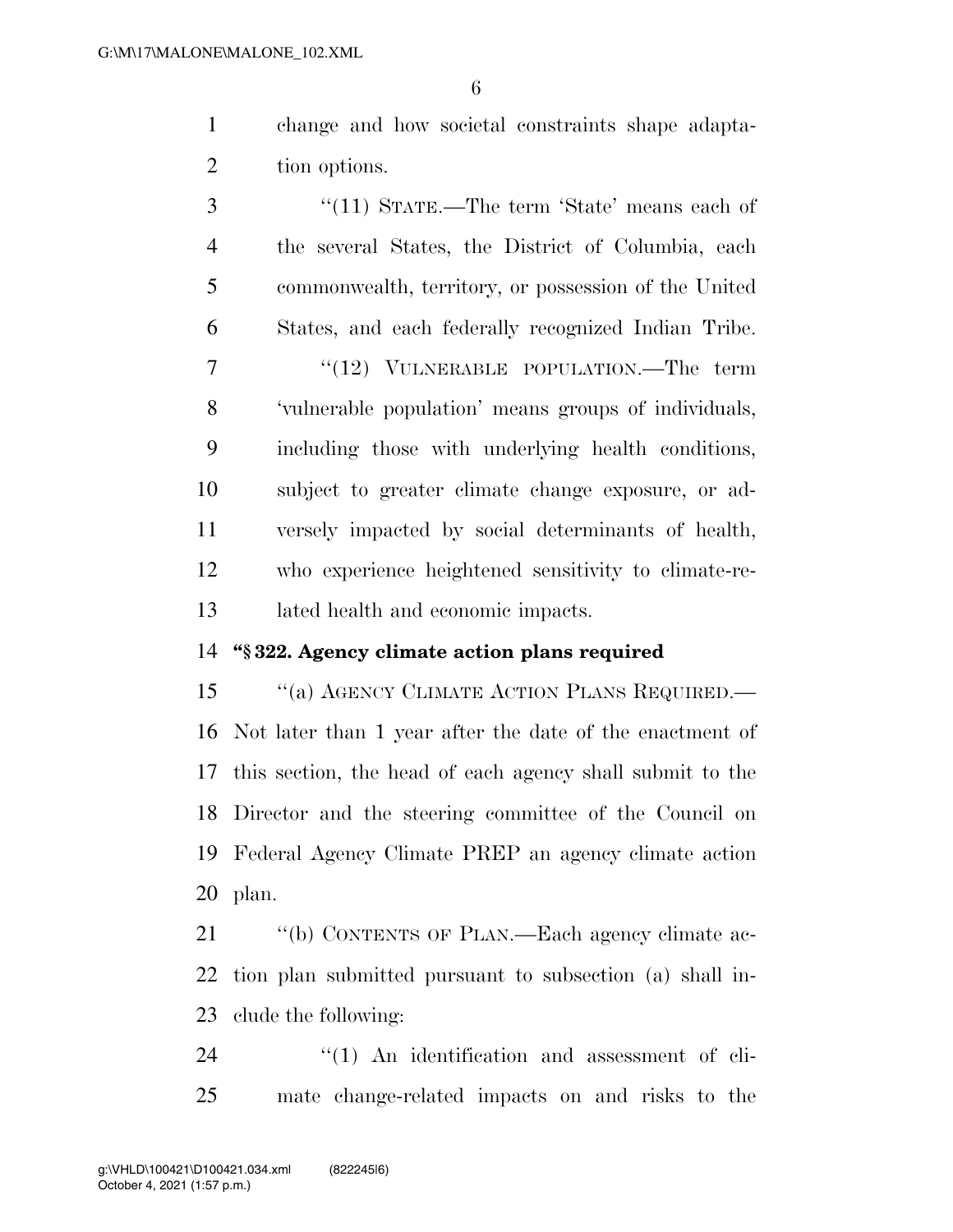change and how societal constraints shape adaptation options.

"(11) STATE.—The term 'State' means each of the several States, the District of Columbia, each commonwealth, territory, or possession of the United States, and each federally recognized Indian Tribe.

"(12) VULNERABLE POPULATION.—The term 'vulnerable population' means groups of individuals, including those with underlying health conditions, subject to greater climate change exposure, or adversely impacted by social determinants of health, who experience heightened sensitivity to climate-related health and economic impacts.

**"§ 322. Agency climate action plans required**

"(a) AGENCY CLIMATE ACTION PLANS REQUIRED.—Not later than 1 year after the date of the enactment of this section, the head of each agency shall submit to the Director and the steering committee of the Council on Federal Agency Climate PREP an agency climate action plan.

"(b) CONTENTS OF PLAN.—Each agency climate action plan submitted pursuant to subsection (a) shall include the following:

"(1) An identification and assessment of climate change-related impacts on and risks to the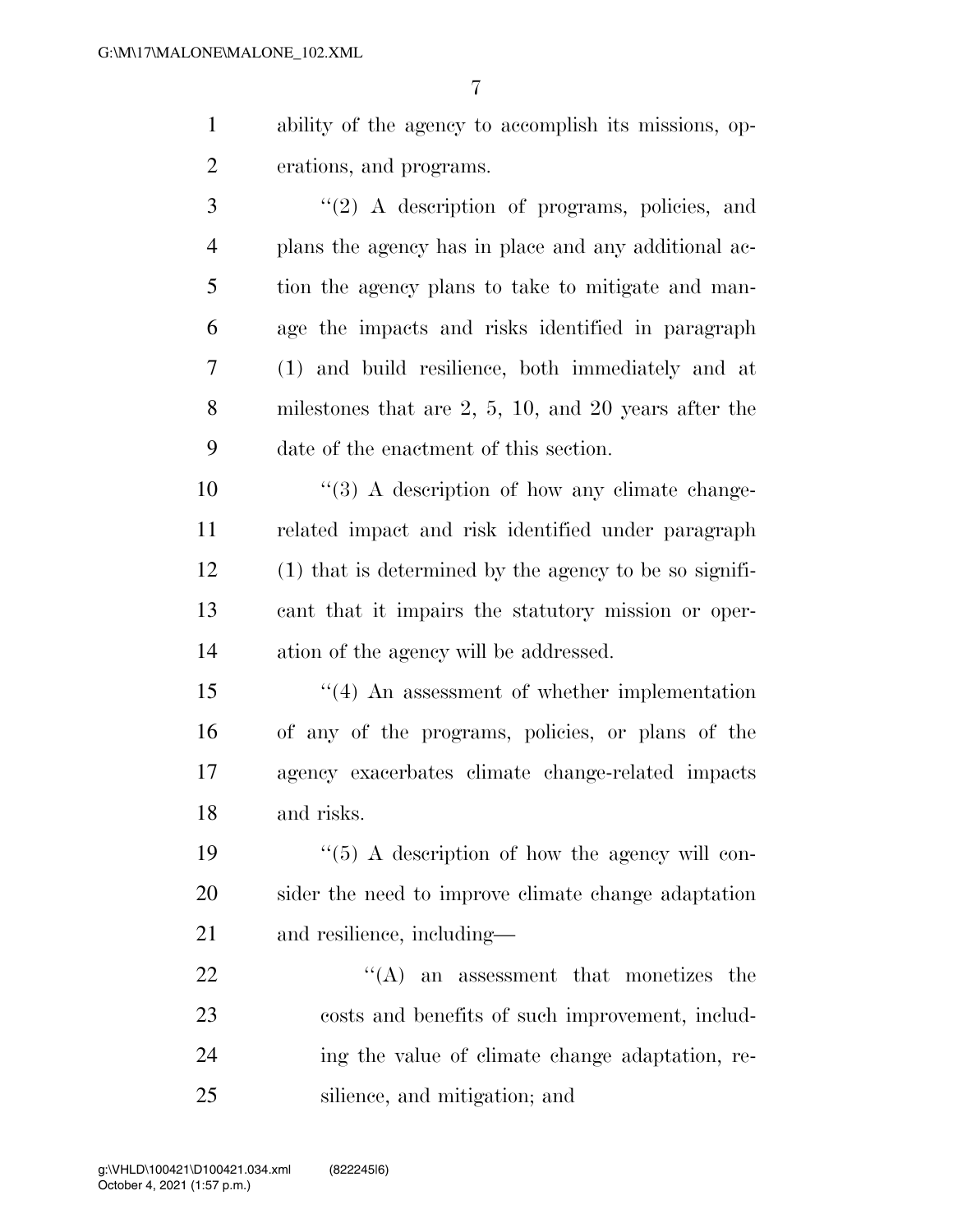ability of the agency to accomplish its missions, operations, and programs.

"(2) A description of programs, policies, and plans the agency has in place and any additional action the agency plans to take to mitigate and manage the impacts and risks identified in paragraph (1) and build resilience, both immediately and at milestones that are 2, 5, 10, and 20 years after the date of the enactment of this section.

"(3) A description of how any climate change-related impact and risk identified under paragraph (1) that is determined by the agency to be so significant that it impairs the statutory mission or operation of the agency will be addressed.

"(4) An assessment of whether implementation of any of the programs, policies, or plans of the agency exacerbates climate change-related impacts and risks.

"(5) A description of how the agency will consider the need to improve climate change adaptation and resilience, including—

"(A) an assessment that monetizes the costs and benefits of such improvement, including the value of climate change adaptation, resilience, and mitigation; and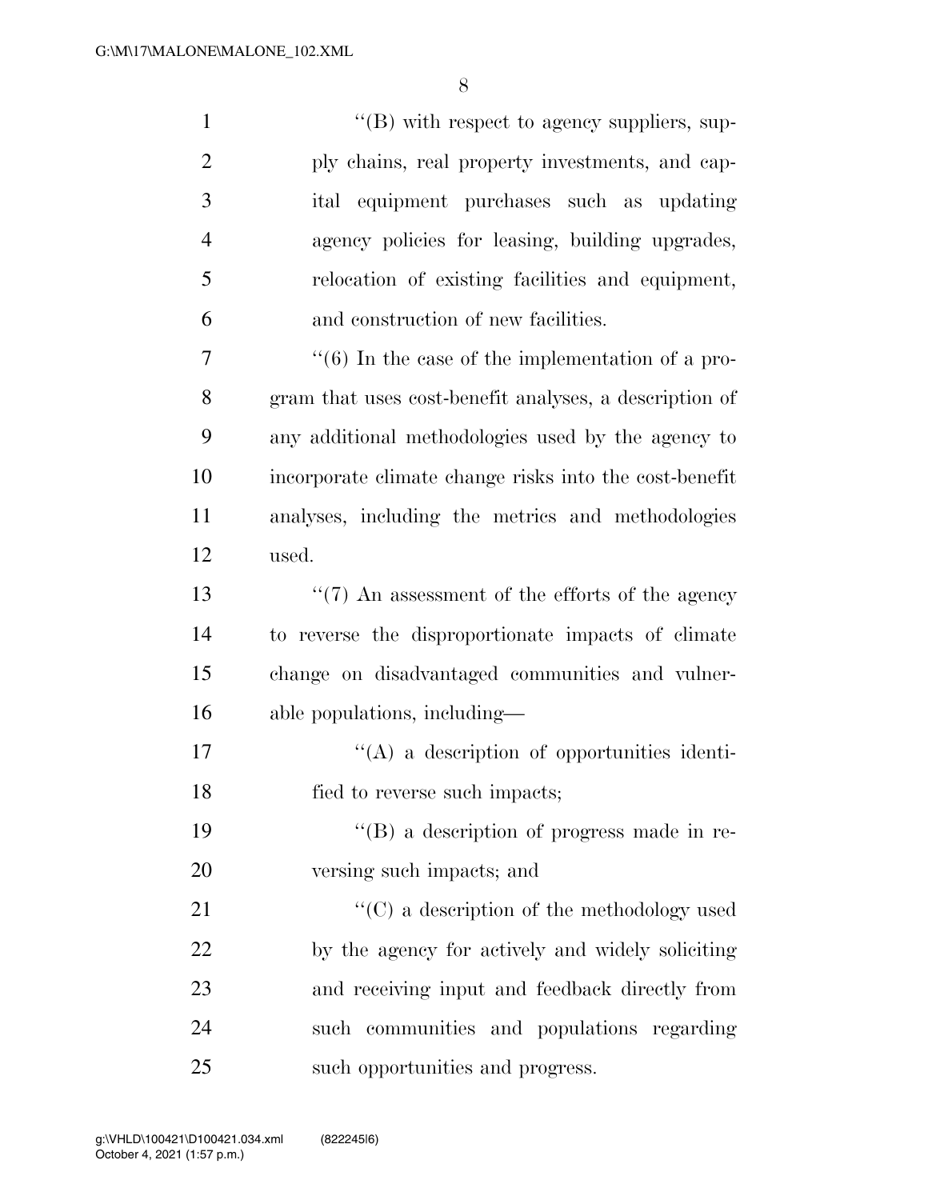''(B) with respect to agency suppliers, supply chains, real property investments, and capital equipment purchases such as updating agency policies for leasing, building upgrades, relocation of existing facilities and equipment, and construction of new facilities.

''(6) In the case of the implementation of a program that uses cost-benefit analyses, a description of any additional methodologies used by the agency to incorporate climate change risks into the cost-benefit analyses, including the metrics and methodologies used.

''(7) An assessment of the efforts of the agency to reverse the disproportionate impacts of climate change on disadvantaged communities and vulnerable populations, including—

''(A) a description of opportunities identified to reverse such impacts;

''(B) a description of progress made in reversing such impacts; and

''(C) a description of the methodology used by the agency for actively and widely soliciting and receiving input and feedback directly from such communities and populations regarding such opportunities and progress.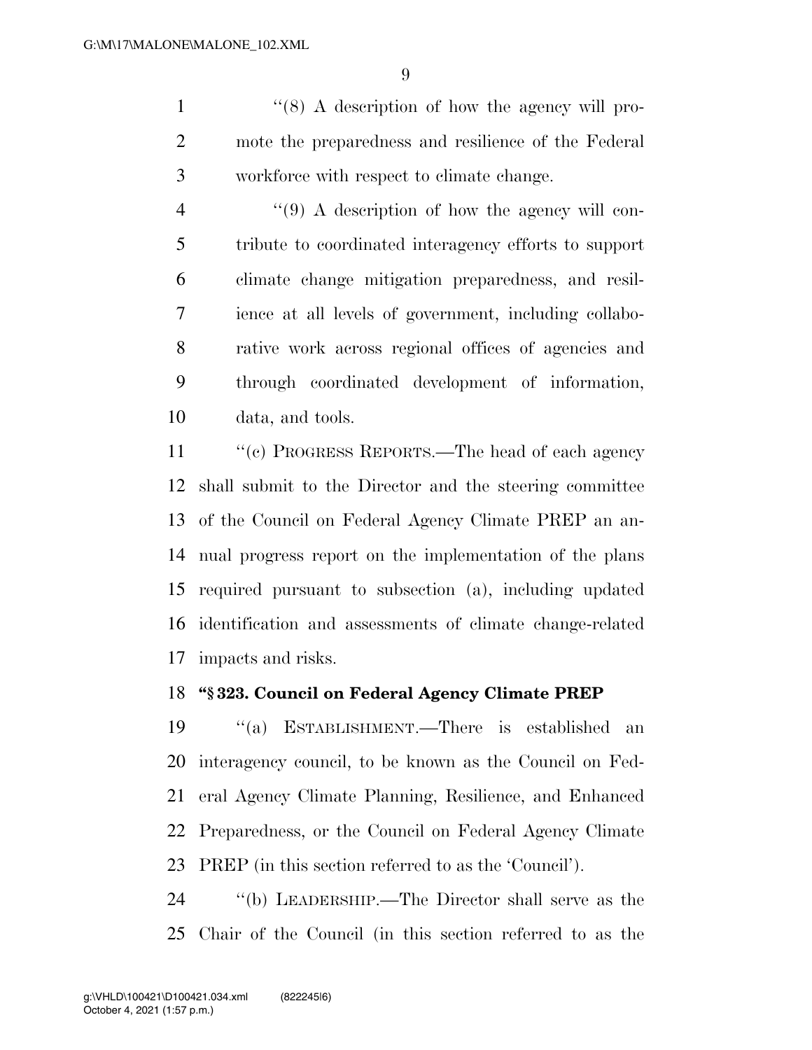"(8) A description of how the agency will promote the preparedness and resilience of the Federal workforce with respect to climate change.

"(9) A description of how the agency will contribute to coordinated interagency efforts to support climate change mitigation preparedness, and resilience at all levels of government, including collaborative work across regional offices of agencies and through coordinated development of information, data, and tools.

"(c) PROGRESS REPORTS.—The head of each agency shall submit to the Director and the steering committee of the Council on Federal Agency Climate PREP an annual progress report on the implementation of the plans required pursuant to subsection (a), including updated identification and assessments of climate change-related impacts and risks.

**"§ 323. Council on Federal Agency Climate PREP**

"(a) ESTABLISHMENT.—There is established an interagency council, to be known as the Council on Federal Agency Climate Planning, Resilience, and Enhanced Preparedness, or the Council on Federal Agency Climate PREP (in this section referred to as the 'Council').

"(b) LEADERSHIP.—The Director shall serve as the Chair of the Council (in this section referred to as the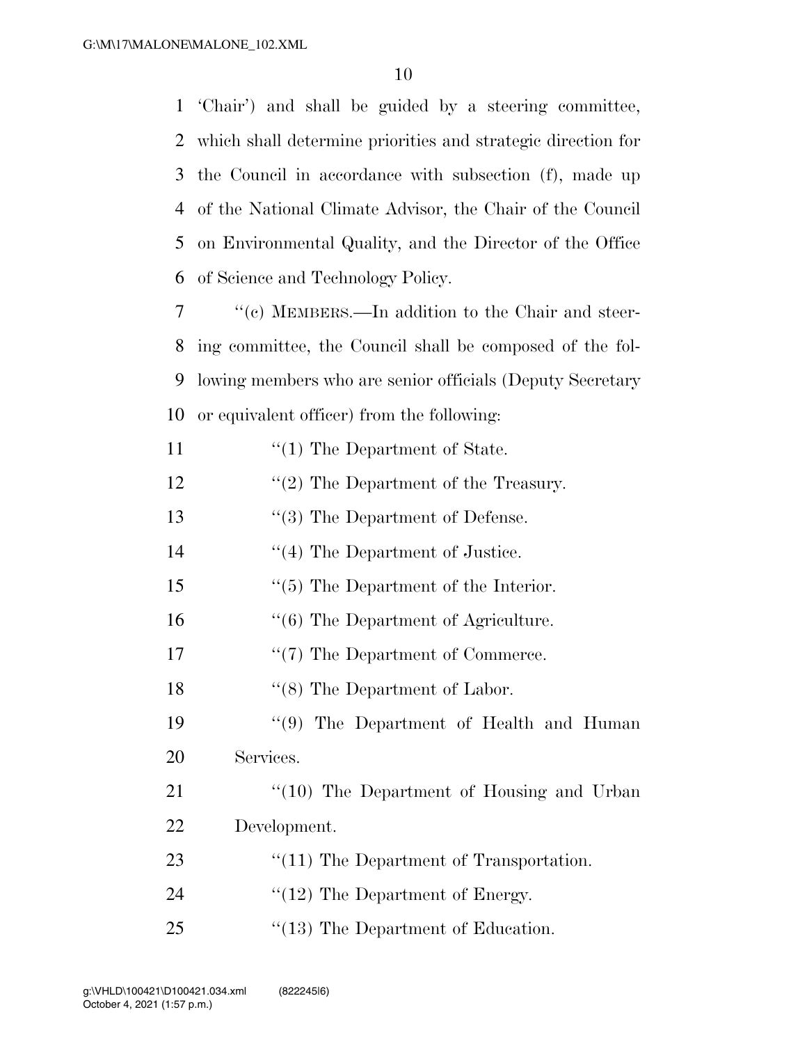'Chair') and shall be guided by a steering committee, which shall determine priorities and strategic direction for the Council in accordance with subsection (f), made up of the National Climate Advisor, the Chair of the Council on Environmental Quality, and the Director of the Office of Science and Technology Policy.

"(c) MEMBERS.—In addition to the Chair and steering committee, the Council shall be composed of the following members who are senior officials (Deputy Secretary or equivalent officer) from the following:

"(1) The Department of State.

"(2) The Department of the Treasury.

"(3) The Department of Defense.

"(4) The Department of Justice.

"(5) The Department of the Interior.

"(6) The Department of Agriculture.

"(7) The Department of Commerce.

"(8) The Department of Labor.

"(9) The Department of Health and Human Services.

"(10) The Department of Housing and Urban Development.

"(11) The Department of Transportation.

"(12) The Department of Energy.

"(13) The Department of Education.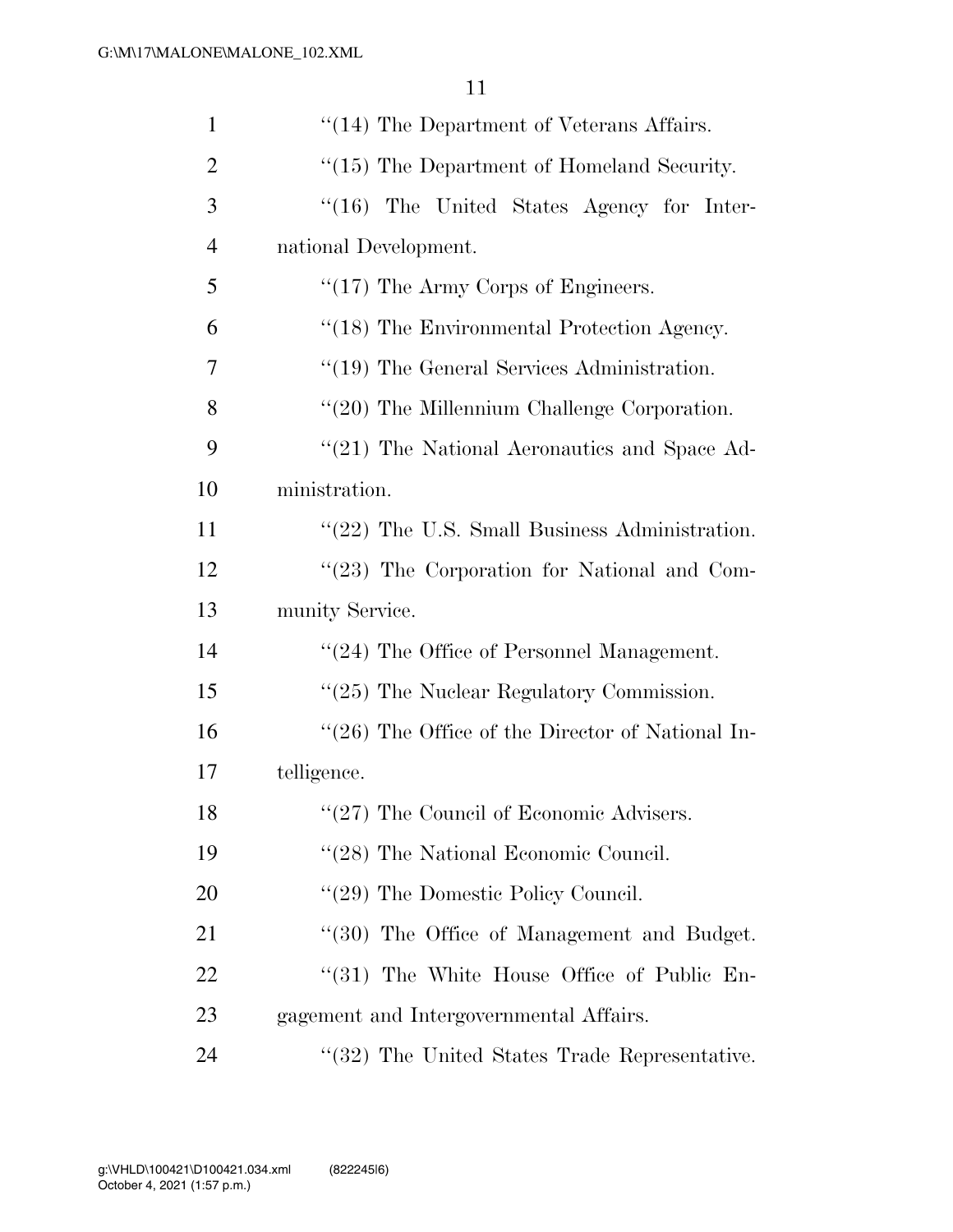''(14) The Department of Veterans Affairs.

''(15) The Department of Homeland Security.

''(16) The United States Agency for International Development.

''(17) The Army Corps of Engineers.

''(18) The Environmental Protection Agency.

''(19) The General Services Administration.

''(20) The Millennium Challenge Corporation.

''(21) The National Aeronautics and Space Administration.

''(22) The U.S. Small Business Administration.

''(23) The Corporation for National and Community Service.

''(24) The Office of Personnel Management.

''(25) The Nuclear Regulatory Commission.

''(26) The Office of the Director of National Intelligence.

''(27) The Council of Economic Advisers.

''(28) The National Economic Council.

''(29) The Domestic Policy Council.

''(30) The Office of Management and Budget.

''(31) The White House Office of Public Engagement and Intergovernmental Affairs.

''(32) The United States Trade Representative.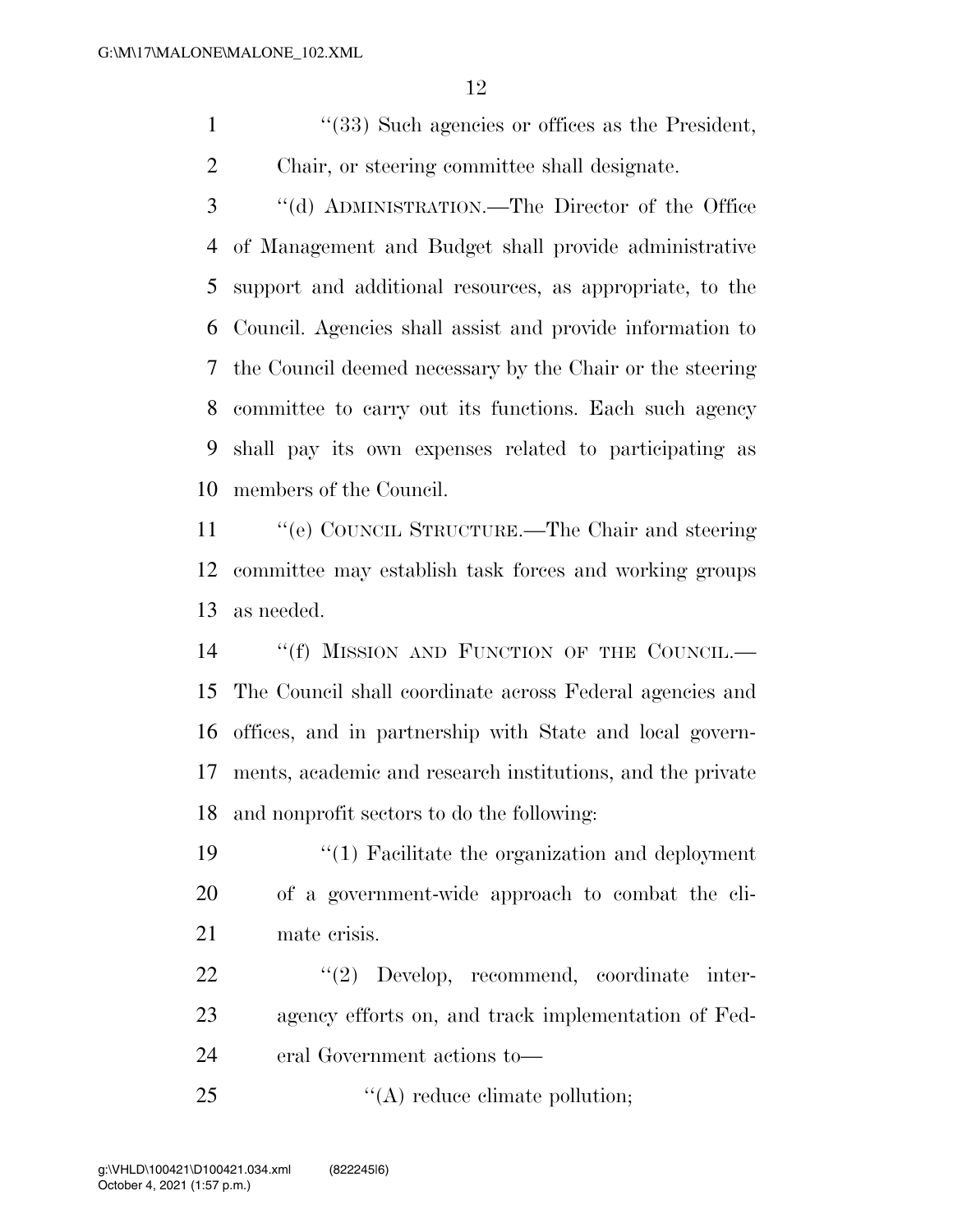''(33) Such agencies or offices as the President, Chair, or steering committee shall designate.

''(d) ADMINISTRATION.—The Director of the Office of Management and Budget shall provide administrative support and additional resources, as appropriate, to the Council. Agencies shall assist and provide information to the Council deemed necessary by the Chair or the steering committee to carry out its functions. Each such agency shall pay its own expenses related to participating as members of the Council.

''(e) COUNCIL STRUCTURE.—The Chair and steering committee may establish task forces and working groups as needed.

''(f) MISSION AND FUNCTION OF THE COUNCIL.—The Council shall coordinate across Federal agencies and offices, and in partnership with State and local governments, academic and research institutions, and the private and nonprofit sectors to do the following:

''(1) Facilitate the organization and deployment of a government-wide approach to combat the climate crisis.

''(2) Develop, recommend, coordinate interagency efforts on, and track implementation of Federal Government actions to—

''(A) reduce climate pollution;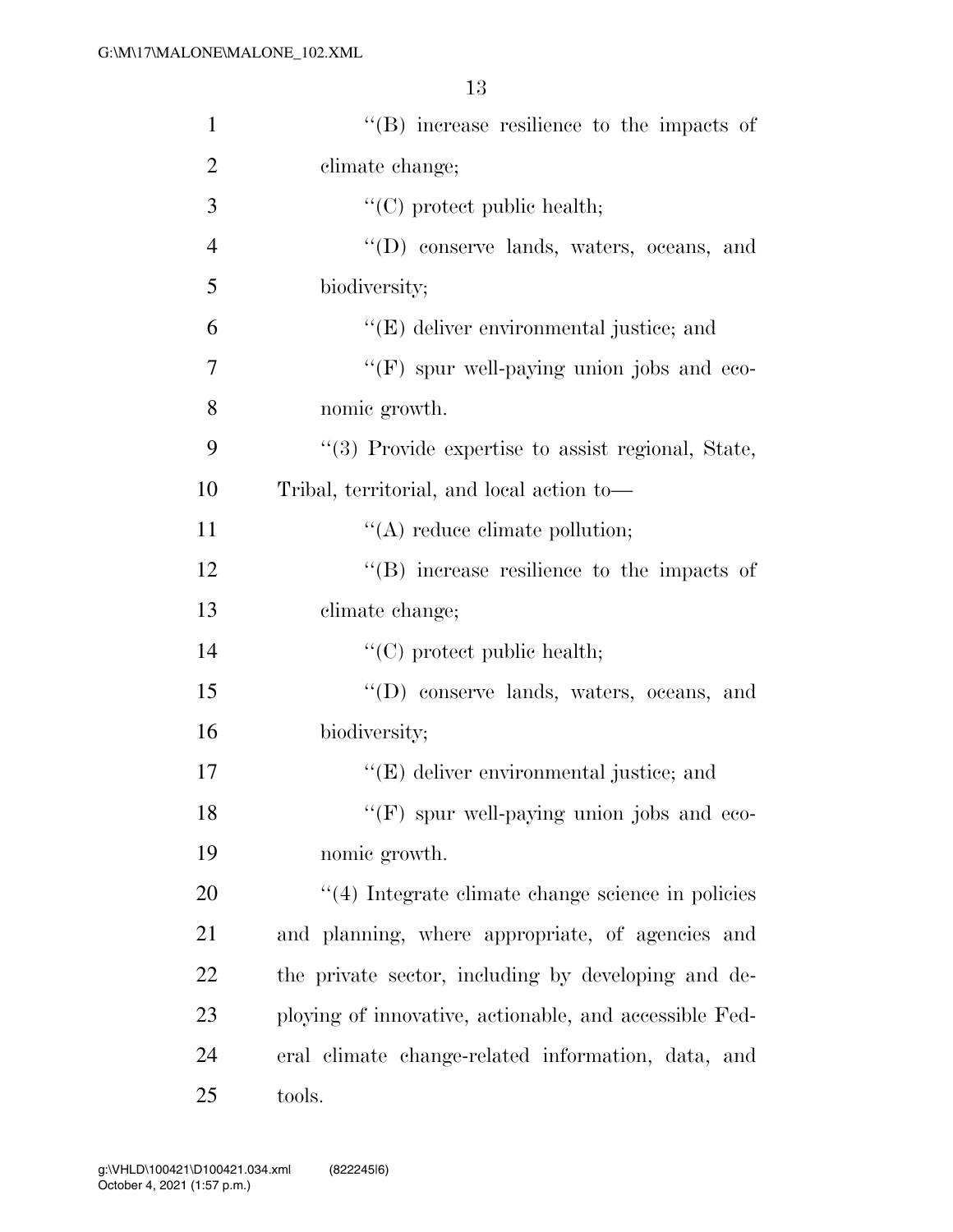"(B) increase resilience to the impacts of climate change;

"(C) protect public health;

"(D) conserve lands, waters, oceans, and biodiversity;

"(E) deliver environmental justice; and

"(F) spur well-paying union jobs and economic growth.

"(3) Provide expertise to assist regional, State, Tribal, territorial, and local action to—

"(A) reduce climate pollution;

"(B) increase resilience to the impacts of climate change;

"(C) protect public health;

"(D) conserve lands, waters, oceans, and biodiversity;

"(E) deliver environmental justice; and

"(F) spur well-paying union jobs and economic growth.

"(4) Integrate climate change science in policies and planning, where appropriate, of agencies and the private sector, including by developing and deploying of innovative, actionable, and accessible Federal climate change-related information, data, and tools.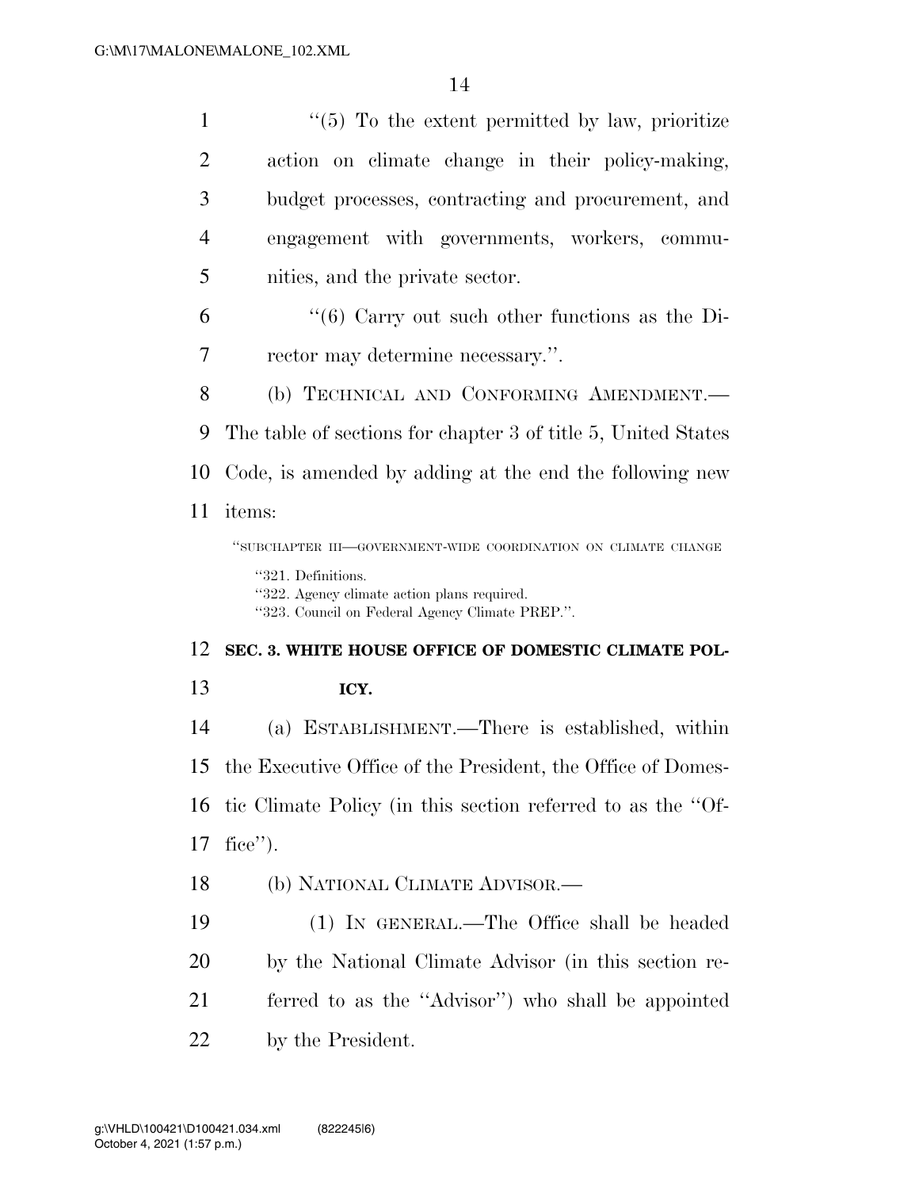"(5) To the extent permitted by law, prioritize action on climate change in their policy-making, budget processes, contracting and procurement, and engagement with governments, workers, communities, and the private sector.

"(6) Carry out such other functions as the Director may determine necessary.".

(b) TECHNICAL AND CONFORMING AMENDMENT.—The table of sections for chapter 3 of title 5, United States Code, is amended by adding at the end the following new items:

"SUBCHAPTER III—GOVERNMENT-WIDE COORDINATION ON CLIMATE CHANGE

"321. Definitions.
"322. Agency climate action plans required.
"323. Council on Federal Agency Climate PREP.".

**SEC. 3. WHITE HOUSE OFFICE OF DOMESTIC CLIMATE POLICY.**

(a) ESTABLISHMENT.—There is established, within the Executive Office of the President, the Office of Domestic Climate Policy (in this section referred to as the "Office").

(b) NATIONAL CLIMATE ADVISOR.—

(1) IN GENERAL.—The Office shall be headed by the National Climate Advisor (in this section referred to as the "Advisor") who shall be appointed by the President.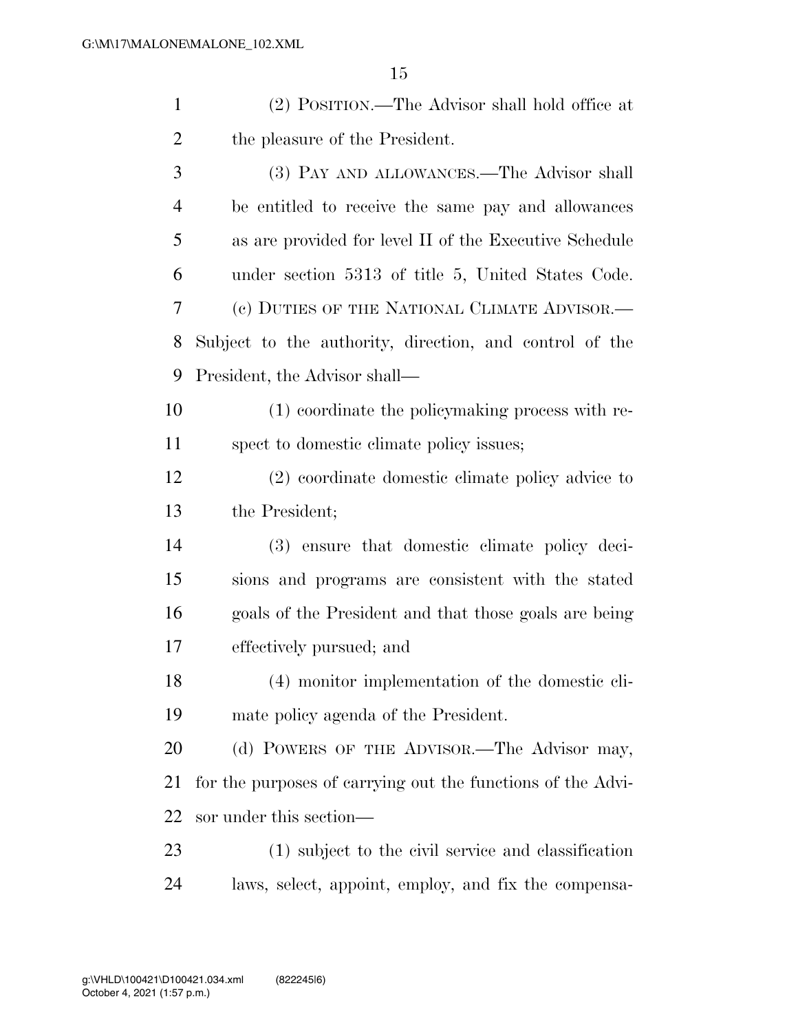(2) POSITION.—The Advisor shall hold office at the pleasure of the President.

(3) PAY AND ALLOWANCES.—The Advisor shall be entitled to receive the same pay and allowances as are provided for level II of the Executive Schedule under section 5313 of title 5, United States Code.

(c) DUTIES OF THE NATIONAL CLIMATE ADVISOR.—Subject to the authority, direction, and control of the President, the Advisor shall—

(1) coordinate the policymaking process with respect to domestic climate policy issues;

(2) coordinate domestic climate policy advice to the President;

(3) ensure that domestic climate policy decisions and programs are consistent with the stated goals of the President and that those goals are being effectively pursued; and

(4) monitor implementation of the domestic climate policy agenda of the President.

(d) POWERS OF THE ADVISOR.—The Advisor may, for the purposes of carrying out the functions of the Advisor under this section—

(1) subject to the civil service and classification laws, select, appoint, employ, and fix the compensa-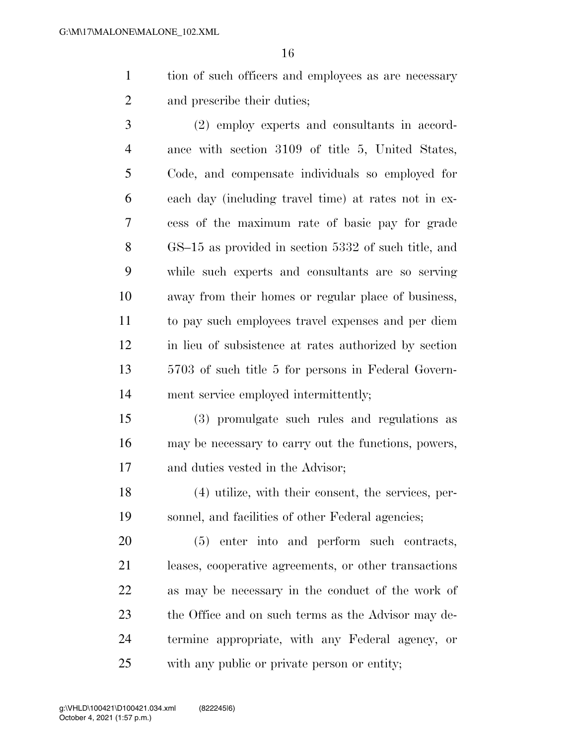tion of such officers and employees as are necessary and prescribe their duties;

(2) employ experts and consultants in accordance with section 3109 of title 5, United States, Code, and compensate individuals so employed for each day (including travel time) at rates not in excess of the maximum rate of basic pay for grade GS–15 as provided in section 5332 of such title, and while such experts and consultants are so serving away from their homes or regular place of business, to pay such employees travel expenses and per diem in lieu of subsistence at rates authorized by section 5703 of such title 5 for persons in Federal Government service employed intermittently;

(3) promulgate such rules and regulations as may be necessary to carry out the functions, powers, and duties vested in the Advisor;

(4) utilize, with their consent, the services, personnel, and facilities of other Federal agencies;

(5) enter into and perform such contracts, leases, cooperative agreements, or other transactions as may be necessary in the conduct of the work of the Office and on such terms as the Advisor may determine appropriate, with any Federal agency, or with any public or private person or entity;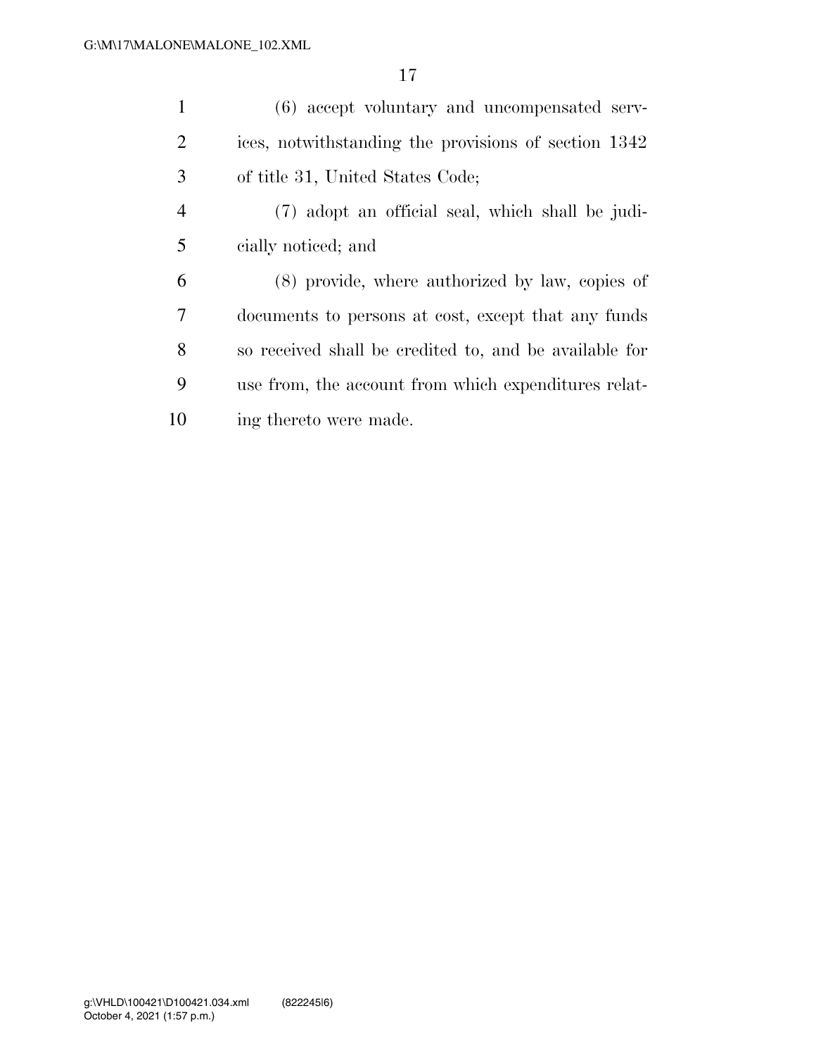(6) accept voluntary and uncompensated services, notwithstanding the provisions of section 1342 of title 31, United States Code;

(7) adopt an official seal, which shall be judicially noticed; and

(8) provide, where authorized by law, copies of documents to persons at cost, except that any funds so received shall be credited to, and be available for use from, the account from which expenditures relating thereto were made.